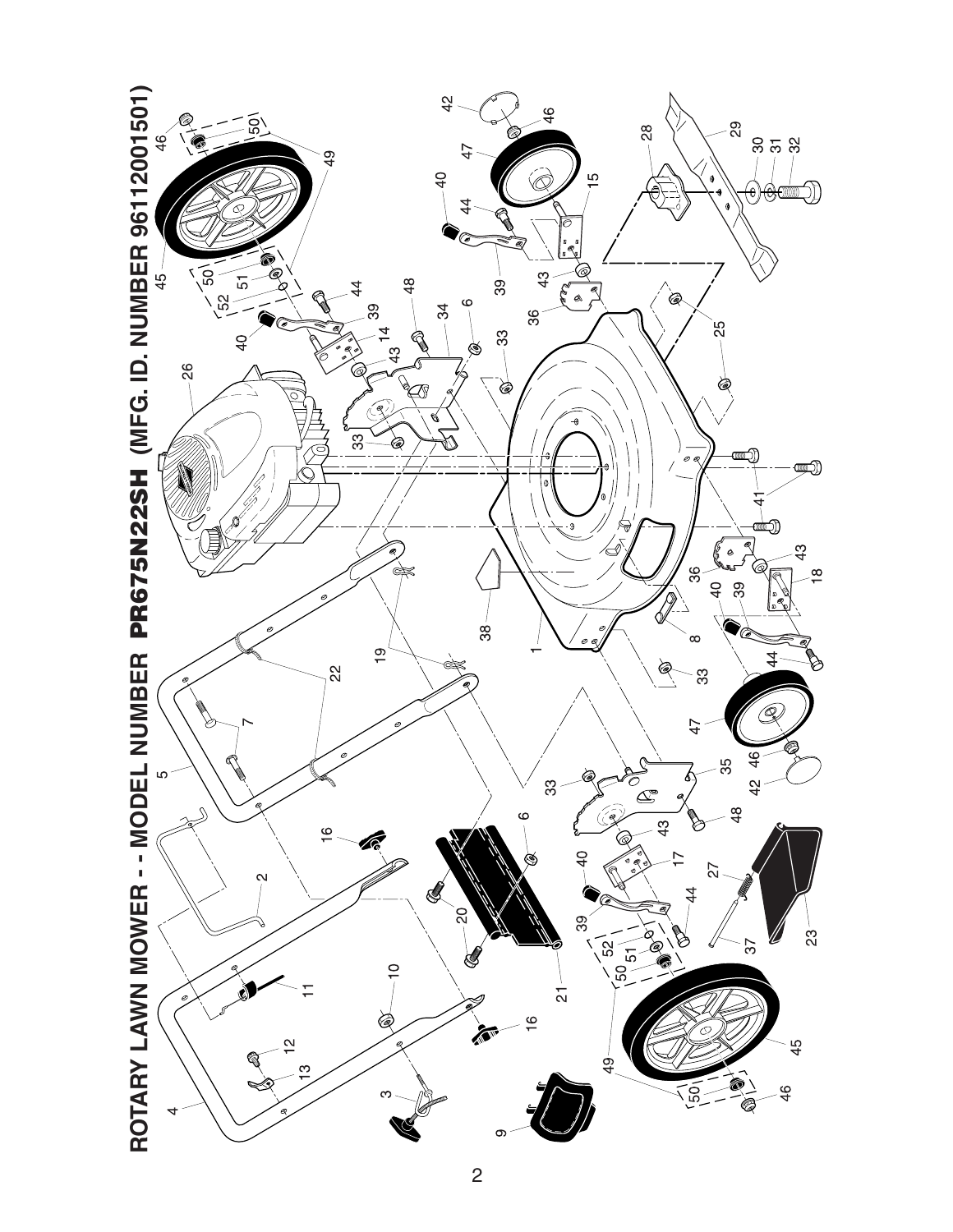# ROTARY LAWN MOWER - - MODEL NUMBER PR675N22SH (MFG. ID. NUMBER 96112001501)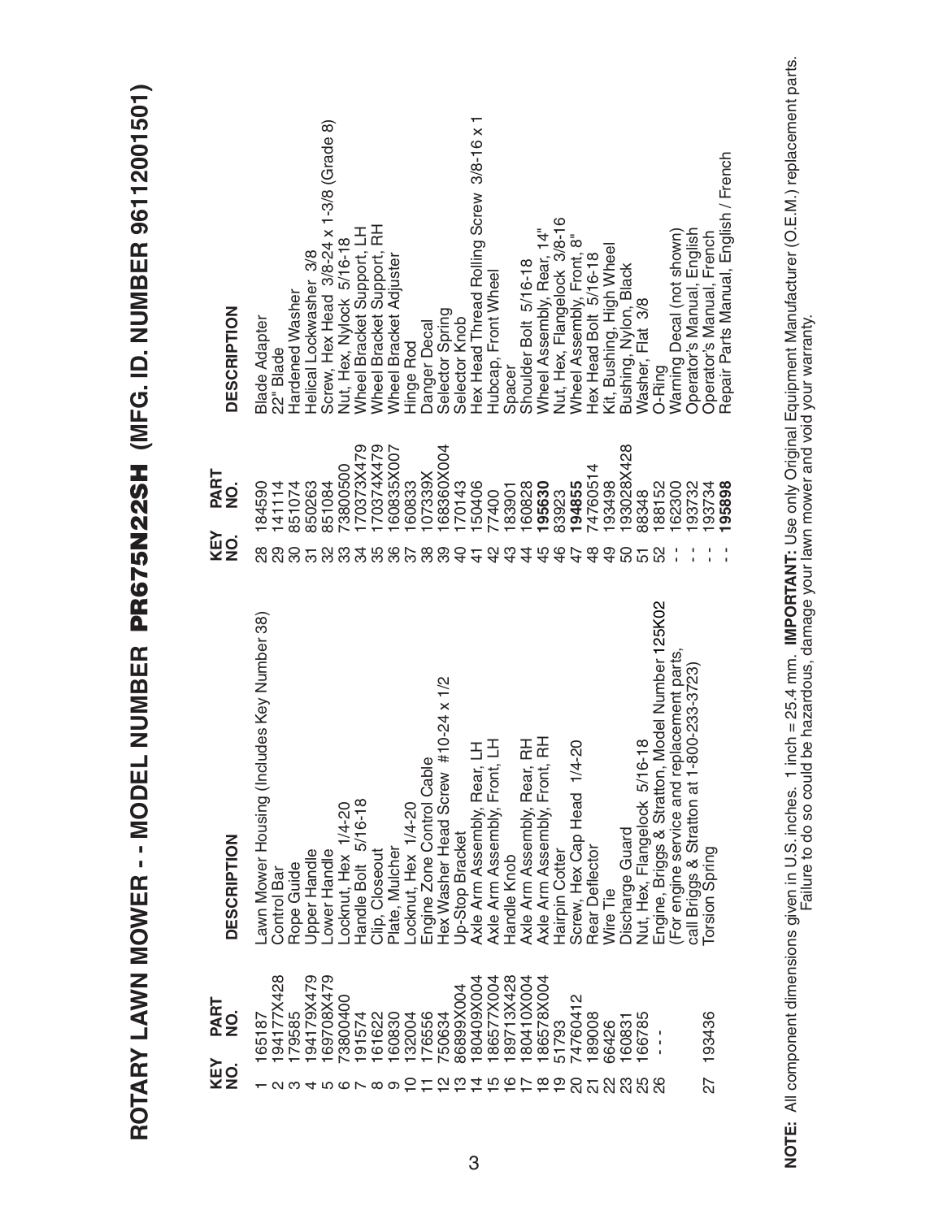# ROTARY LAWN MOWER - - MODEL NUMBER **PR675N22SH** (MFG. ID. NUMBER 96112001501)

| KEY NO. | PART NO. | DESCRIPTION |
|---|---|---|
| 1 | 165187 | Lawn Mower Housing (Includes Key Number 38) |
| 2 | 194177X428 | Control Bar |
| 3 | 179585 | Rope Guide |
| 4 | 194179X479 | Upper Handle |
| 5 | 169708X479 | Lower Handle |
| 6 | 73800400 | Locknut, Hex 1/4-20 |
| 7 | 191574 | Handle Bolt 5/16-18 |
| 8 | 161622 | Clip, Closeout |
| 9 | 160830 | Plate, Mulcher |
| 10 | 132004 | Locknut, Hex 1/4-20 |
| 11 | 176556 | Engine Zone Control Cable |
| 12 | 750634 | Hex Washer Head Screw #10-24 x 1/2 |
| 13 | 86899X004 | Up-Stop Bracket |
| 14 | 180409X004 | Axle Arm Assembly, Rear, LH |
| 15 | 186577X004 | Axle Arm Assembly, Front, LH |
| 16 | 189713X428 | Handle Knob |
| 17 | 180410X004 | Axle Arm Assembly, Rear, RH |
| 18 | 186578X004 | Axle Arm Assembly, Front, RH |
| 19 | 51793 | Hairpin Cotter |
| 20 | 74760412 | Screw, Hex Cap Head 1/4-20 |
| 21 | 189008 | Rear Deflector |
| 22 | 66426 | Wire Tie |
| 23 | 160831 | Discharge Guard |
| 25 | 166785 | Nut, Hex, Flangelock 5/16-18 |
| 26 | - - - | Engine, Briggs & Stratton, Model Number 125K02 (For engine service and replacement parts, call Briggs & Stratton at 1-800-233-3723) |
| 27 | 193436 | Torsion Spring |
| 28 | 184590 | Blade Adapter |
| 29 | 141114 | 22" Blade |
| 30 | 851074 | Hardened Washer |
| 31 | 850263 | Helical Lockwasher 3/8 |
| 32 | 851084 | Screw, Hex Head 3/8-24 x 1-3/8 (Grade 8) |
| 33 | 73800500 | Nut, Hex, Nylock 5/16-18 |
| 34 | 170373X479 | Wheel Bracket Support, LH |
| 35 | 170374X479 | Wheel Bracket Support, RH |
| 36 | 160835X007 | Wheel Bracket Adjuster |
| 37 | 160833 | Hinge Rod |
| 38 | 107339X | Danger Decal |
| 39 | 168360X004 | Selector Spring |
| 40 | 170143 | Selector Knob |
| 41 | 150406 | Hex Head Thread Rolling Screw 3/8-16 x 1 |
| 42 | 77400 | Hubcap, Front Wheel |
| 43 | 183901 | Spacer |
| 44 | 160828 | Shoulder Bolt 5/16-18 |
| 45 | **195630** | Wheel Assembly, Rear, 14" |
| 46 | 83923 | Nut, Hex, Flangelock 3/8-16 |
| 47 | **194855** | Wheel Assembly, Front, 8" |
| 48 | 74760514 | Hex Head Bolt 5/16-18 |
| 49 | 193498 | Kit, Bushing, High Wheel |
| 50 | 193028X428 | Bushing, Nylon, Black |
| 51 | 88348 | Washer, Flat 3/8 |
| 52 | 188152 | O-Ring |
| - - | 162300 | Warning Decal (not shown) |
| - - | 193732 | Operator's Manual, English |
| - - | 193734 | Operator's Manual, French |
| - - | **195898** | Repair Parts Manual, English / French |

**NOTE:** All component dimensions given in U.S. inches. 1 inch = 25.4 mm. **IMPORTANT:** Use only Original Equipment Manufacturer (O.E.M.) replacement parts. Failure to do so could be hazardous, damage your lawn mower and void your warranty.